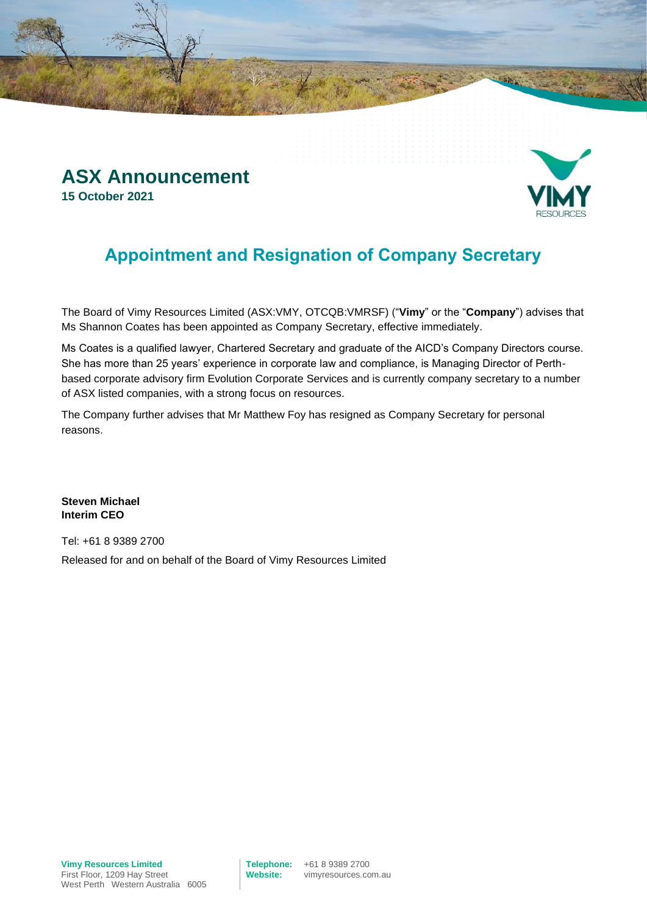# ASX Announcement

**15 October 2021**

## Appointment and Resignation of Company Secretary

The Board of Vimy Resources Limited (ASX:VMY, OTCQB:VMRSF) ("**Vimy**" or the "**Company**") advises that Ms Shannon Coates has been appointed as Company Secretary, effective immediately.

Ms Coates is a qualified lawyer, Chartered Secretary and graduate of the AICD's Company Directors course. She has more than 25 years' experience in corporate law and compliance, is Managing Director of Perth-based corporate advisory firm Evolution Corporate Services and is currently company secretary to a number of ASX listed companies, with a strong focus on resources.

The Company further advises that Mr Matthew Foy has resigned as Company Secretary for personal reasons.

**Steven Michael**
**Interim CEO**

Tel: +61 8 9389 2700

Released for and on behalf of the Board of Vimy Resources Limited

**Vimy Resources Limited**
First Floor, 1209 Hay Street
West Perth Western Australia 6005

**Telephone:** +61 8 9389 2700
**Website:** vimyresources.com.au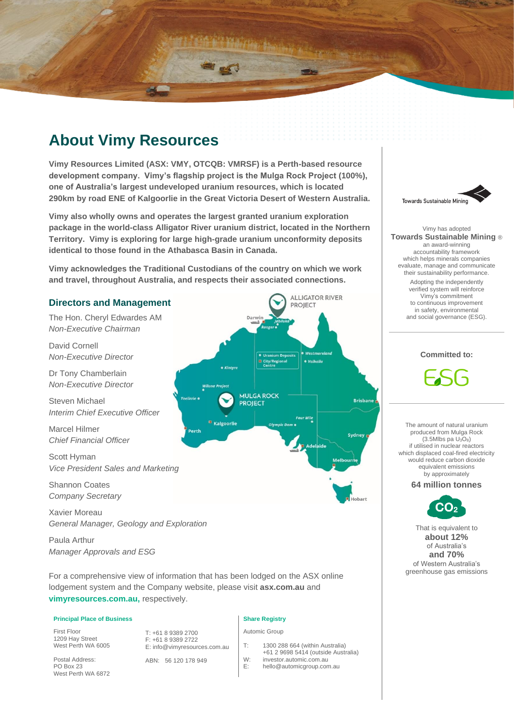# About Vimy Resources

**Vimy Resources Limited (ASX: VMY, OTCQB: VMRSF) is a Perth-based resource development company. Vimy's flagship project is the Mulga Rock Project (100%), one of Australia's largest undeveloped uranium resources, which is located 290km by road ENE of Kalgoorlie in the Great Victoria Desert of Western Australia.**

**Vimy also wholly owns and operates the largest granted uranium exploration package in the world-class Alligator River uranium district, located in the Northern Territory. Vimy is exploring for large high-grade uranium unconformity deposits identical to those found in the Athabasca Basin in Canada.**

**Vimy acknowledges the Traditional Custodians of the country on which we work and travel, throughout Australia, and respects their associated connections.**

## Directors and Management

The Hon. Cheryl Edwardes AM
*Non-Executive Chairman*

David Cornell
*Non-Executive Director*

Dr Tony Chamberlain
*Non-Executive Director*

Steven Michael
*Interim Chief Executive Officer*

Marcel Hilmer
*Chief Financial Officer*

Scott Hyman
*Vice President Sales and Marketing*

Shannon Coates
*Company Secretary*

Xavier Moreau
*General Manager, Geology and Exploration*

Paula Arthur
*Manager Approvals and ESG*

ALLIGATOR RIVER PROJECT
Darwin
Jabiluka
Ranger
Uranium Deposits
City/Regional Centre
Westmoreland
Valhalla
Kintyre
Wiluna Project
Yeelirrie
MULGA ROCK PROJECT
Kalgoorlie
Perth
Olympic Dam
Four Mile
Brisbane
Sydney
Adelaide
Melbourne
Hobart

For a comprehensive view of information that has been lodged on the ASX online lodgement system and the Company website, please visit **asx.com.au** and **vimyresources.com.au,** respectively.

**Principal Place of Business**

First Floor
1209 Hay Street
West Perth WA 6005

Postal Address:
PO Box 23
West Perth WA 6872

T: +61 8 9389 2700
F: +61 8 9389 2722
E: info@vimyresources.com.au

ABN: 56 120 178 949

**Share Registry**

Automic Group

T: 1300 288 664 (within Australia)
+61 2 9698 5414 (outside Australia)
W: investor.automic.com.au
E: hello@automicgroup.com.au

Towards Sustainable Mining

Vimy has adopted
**Towards Sustainable Mining ®**
an award-winning accountability framework which helps minerals companies evaluate, manage and communicate their sustainability performance.

Adopting the independently verified system will reinforce Vimy's commitment to continuous improvement in safety, environmental and social governance (ESG).

**Committed to:**

ESG

The amount of natural uranium produced from Mulga Rock (3.5Mlbs pa $U_3O_8$) if utilised in nuclear reactors which displaced coal-fired electricity would reduce carbon dioxide equivalent emissions by approximately

**64 million tonnes**

$CO_2$

That is equivalent to
**about 12%**
of Australia's
**and 70%**
of Western Australia's greenhouse gas emissions